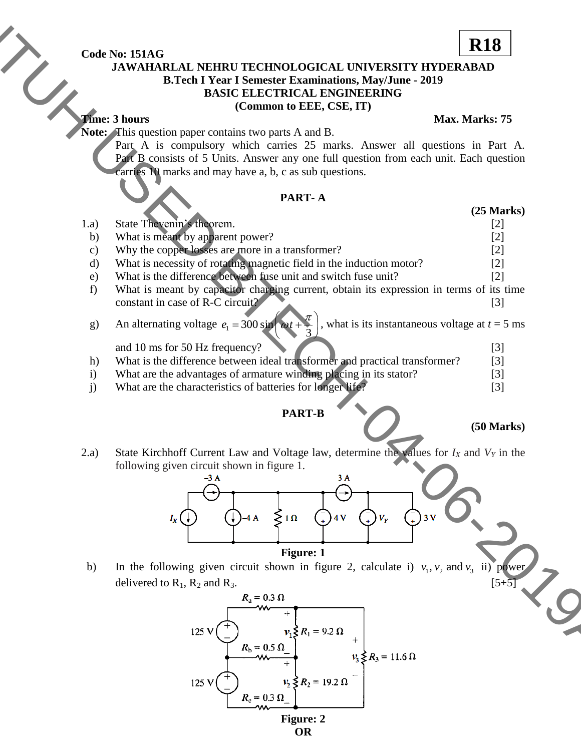**Code No: 151AG** **R18**

**JAWAHARLAL NEHRU TECHNOLOGICAL UNIVERSITY HYDERABAD**
**B.Tech I Year I Semester Examinations, May/June - 2019**
**BASIC ELECTRICAL ENGINEERING**
**(Common to EEE, CSE, IT)**

**Time: 3 hours** **Max. Marks: 75**

**Note:** This question paper contains two parts A and B.
Part A is compulsory which carries 25 marks. Answer all questions in Part A. Part B consists of 5 Units. Answer any one full question from each unit. Each question carries 10 marks and may have a, b, c as sub questions.

## PART- A

**(25 Marks)**

1.a) State Thevenin's theorem. [2]

b) What is meant by apparent power? [2]

c) Why the copper losses are more in a transformer? [2]

d) What is necessity of rotating magnetic field in the induction motor? [2]

e) What is the difference between fuse unit and switch fuse unit? [2]

f) What is meant by capacitor charging current, obtain its expression in terms of its time constant in case of R-C circuit? [3]

g) An alternating voltage $e_1 = 300\sin\left(\omega t + \frac{\pi}{3}\right)$, what is its instantaneous voltage at $t$ = 5 ms and 10 ms for 50 Hz frequency? [3]

h) What is the difference between ideal transformer and practical transformer? [3]

i) What are the advantages of armature winding placing in its stator? [3]

j) What are the characteristics of batteries for longer life? [3]

## PART-B

**(50 Marks)**

2.a) State Kirchhoff Current Law and Voltage law, determine the values for $I_X$ and $V_Y$ in the following given circuit shown in figure 1.

–3 A
3 A
$I_X$
–4 A
1 Ω
4 V
$V_Y$
3 V

**Figure: 1**

b) In the following given circuit shown in figure 2, calculate i) $v_1, v_2$ and $v_3$ ii) power delivered to $R_1$, $R_2$ and $R_3$. [5+5]

$R_a$ = 0.3 Ω
125 V
$v_1$ $R_1$ = 9.2 Ω
$R_b$ = 0.5 Ω
$v_3$ $R_3$ = 11.6 Ω
125 V
$v_2$ $R_2$ = 19.2 Ω
$R_c$ = 0.3 Ω

**Figure: 2**

**OR**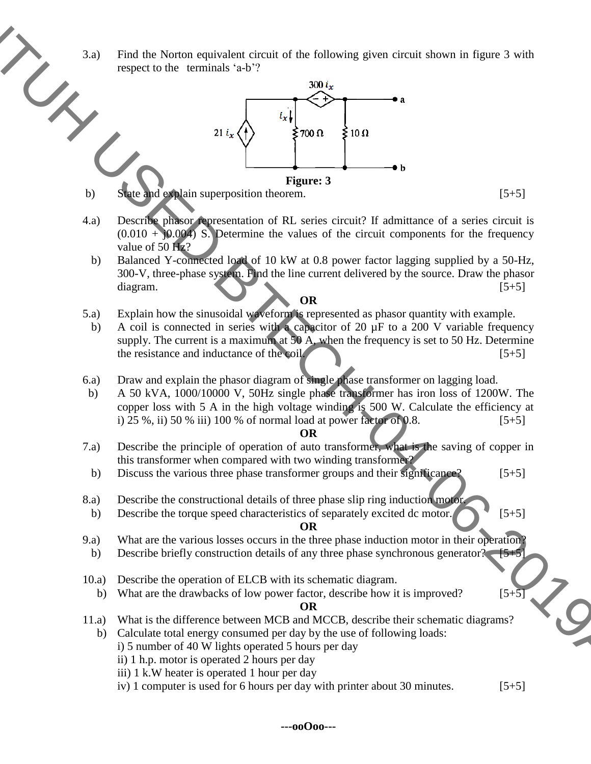3.a) Find the Norton equivalent circuit of the following given circuit shown in figure 3 with respect to the terminals 'a-b'?

$300\, i_x$

$i_x$

$21\, i_x$

$700\,\Omega$

$10\,\Omega$

a

b

**Figure: 3**

b) State and explain superposition theorem. [5+5]

4.a) Describe phasor representation of RL series circuit? If admittance of a series circuit is $(0.010 + j0.004)$ S. Determine the values of the circuit components for the frequency value of 50 Hz?

b) Balanced Y-connected load of 10 kW at 0.8 power factor lagging supplied by a 50-Hz, 300-V, three-phase system. Find the line current delivered by the source. Draw the phasor diagram. [5+5]

**OR**

5.a) Explain how the sinusoidal waveform is represented as phasor quantity with example.

b) A coil is connected in series with a capacitor of 20 µF to a 200 V variable frequency supply. The current is a maximum at 50 A, when the frequency is set to 50 Hz. Determine the resistance and inductance of the coil. [5+5]

6.a) Draw and explain the phasor diagram of single phase transformer on lagging load.

b) A 50 kVA, 1000/10000 V, 50Hz single phase transformer has iron loss of 1200W. The copper loss with 5 A in the high voltage winding is 500 W. Calculate the efficiency at i) 25 %, ii) 50 % iii) 100 % of normal load at power factor of 0.8. [5+5]

**OR**

7.a) Describe the principle of operation of auto transformer, what is the saving of copper in this transformer when compared with two winding transformer?

b) Discuss the various three phase transformer groups and their significance? [5+5]

8.a) Describe the constructional details of three phase slip ring induction motor.

b) Describe the torque speed characteristics of separately excited dc motor. [5+5]

**OR**

9.a) What are the various losses occurs in the three phase induction motor in their operation?

b) Describe briefly construction details of any three phase synchronous generator? [5+5]

10.a) Describe the operation of ELCB with its schematic diagram.

b) What are the drawbacks of low power factor, describe how it is improved? [5+5]

**OR**

11.a) What is the difference between MCB and MCCB, describe their schematic diagrams?

b) Calculate total energy consumed per day by the use of following loads:

i) 5 number of 40 W lights operated 5 hours per day

ii) 1 h.p. motor is operated 2 hours per day

iii) 1 k.W heater is operated 1 hour per day

iv) 1 computer is used for 6 hours per day with printer about 30 minutes. [5+5]

---ooOoo---